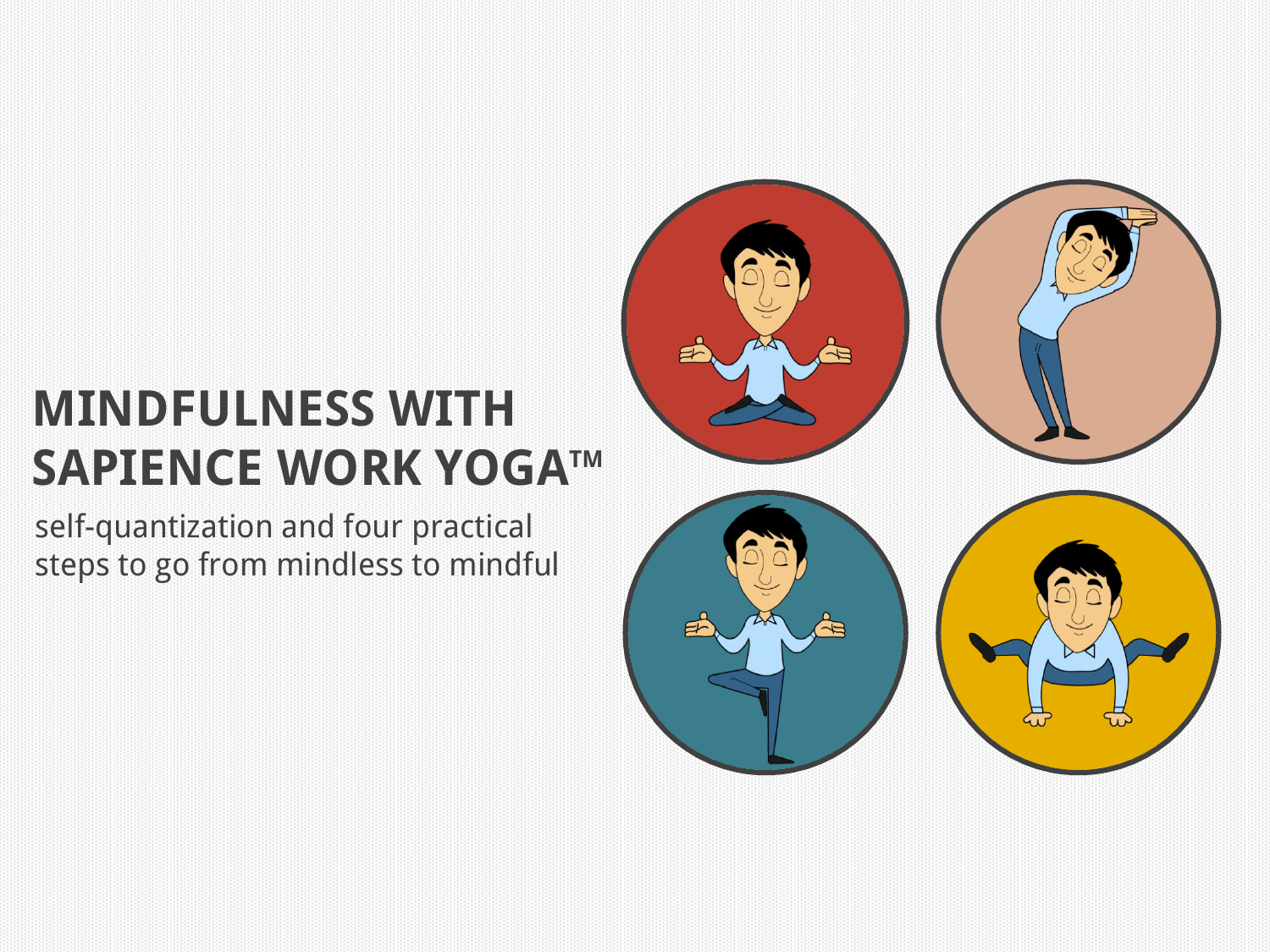# MINDFULNESS WITH SAPIENCE WORK YOGA™

self-quantization and four practical steps to go from mindless to mindful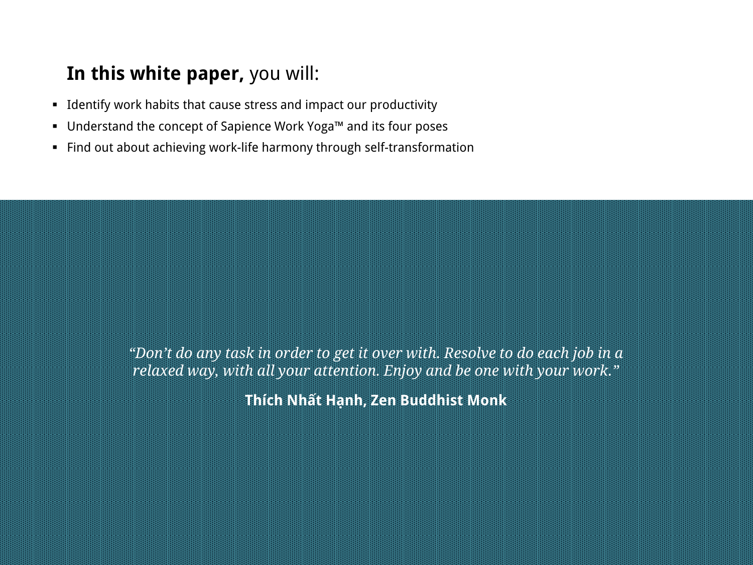**In this white paper,** you will:

- Identify work habits that cause stress and impact our productivity
- Understand the concept of Sapience Work Yoga™ and its four poses
- Find out about achieving work-life harmony through self-transformation

*"Don't do any task in order to get it over with. Resolve to do each job in a relaxed way, with all your attention. Enjoy and be one with your work."*

**Thích Nhất Hạnh, Zen Buddhist Monk**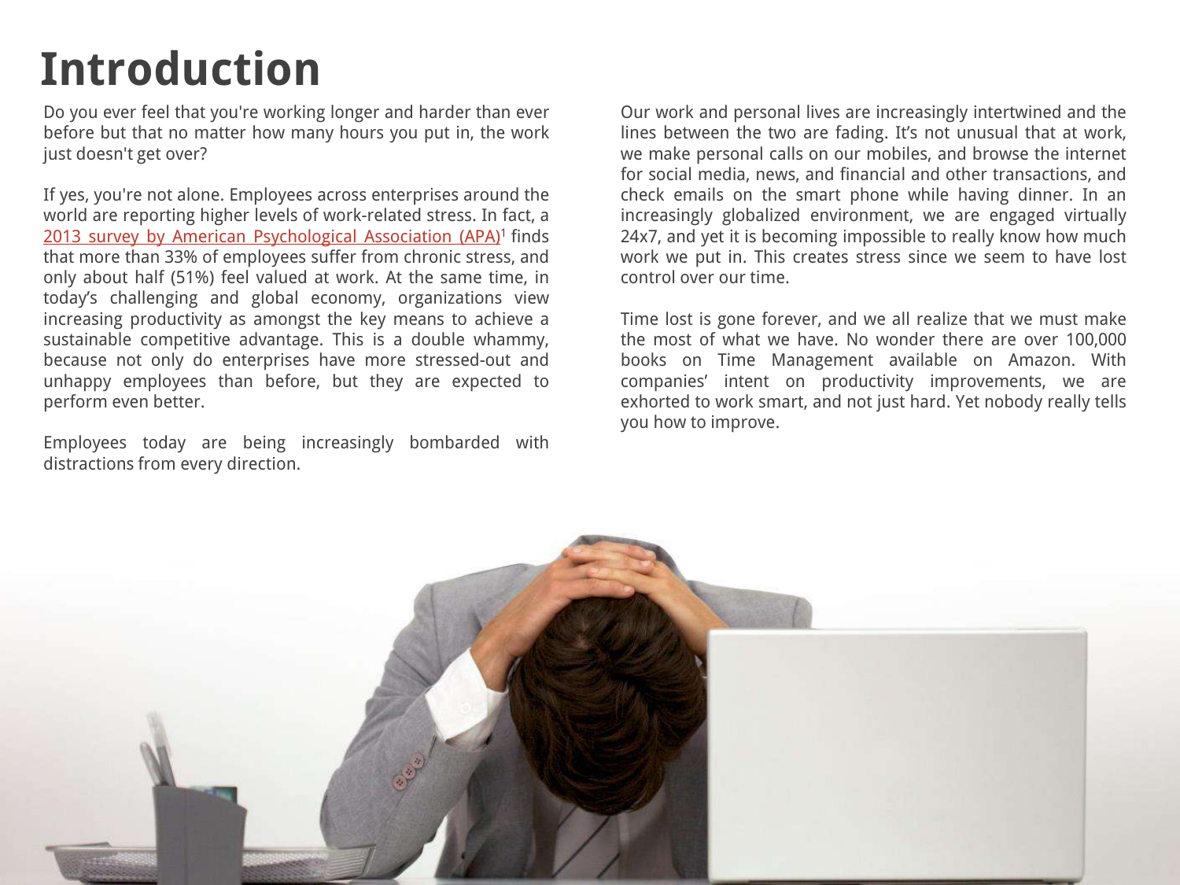# Introduction

Do you ever feel that you're working longer and harder than ever before but that no matter how many hours you put in, the work just doesn't get over?

If yes, you're not alone. Employees across enterprises around the world are reporting higher levels of work-related stress. In fact, a 2013 survey by American Psychological Association (APA)[1] finds that more than 33% of employees suffer from chronic stress, and only about half (51%) feel valued at work. At the same time, in today's challenging and global economy, organizations view increasing productivity as amongst the key means to achieve a sustainable competitive advantage. This is a double whammy, because not only do enterprises have more stressed-out and unhappy employees than before, but they are expected to perform even better.

Employees today are being increasingly bombarded with distractions from every direction.

Our work and personal lives are increasingly intertwined and the lines between the two are fading. It's not unusual that at work, we make personal calls on our mobiles, and browse the internet for social media, news, and financial and other transactions, and check emails on the smart phone while having dinner. In an increasingly globalized environment, we are engaged virtually 24x7, and yet it is becoming impossible to really know how much work we put in. This creates stress since we seem to have lost control over our time.

Time lost is gone forever, and we all realize that we must make the most of what we have. No wonder there are over 100,000 books on Time Management available on Amazon. With companies' intent on productivity improvements, we are exhorted to work smart, and not just hard. Yet nobody really tells you how to improve.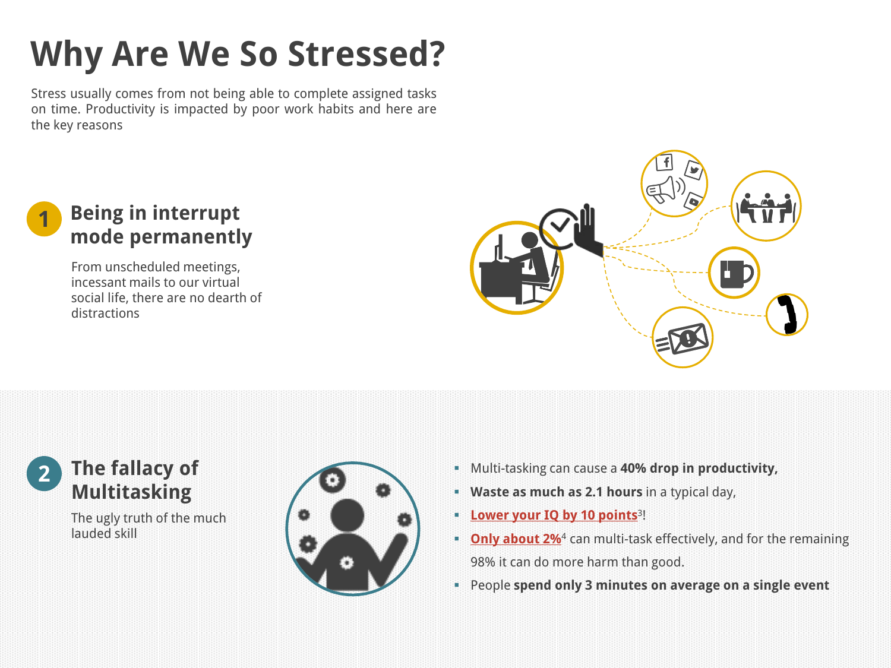# Why Are We So Stressed?

Stress usually comes from not being able to complete assigned tasks on time. Productivity is impacted by poor work habits and here are the key reasons

## 1 Being in interrupt mode permanently

From unscheduled meetings, incessant mails to our virtual social life, there are no dearth of distractions

## 2 The fallacy of Multitasking

The ugly truth of the much lauded skill

- Multi-tasking can cause a **40% drop in productivity,**
- **Waste as much as 2.1 hours** in a typical day,
- **Lower your IQ by 10 points**[3]!
- **Only about 2%**[4] can multi-task effectively, and for the remaining 98% it can do more harm than good.
- People **spend only 3 minutes on average on a single event**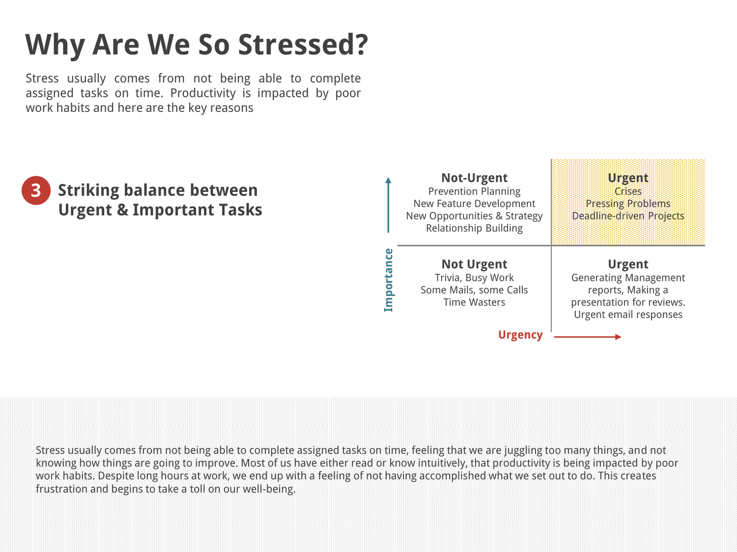# Why Are We So Stressed?

Stress usually comes from not being able to complete assigned tasks on time. Productivity is impacted by poor work habits and here are the key reasons

## 3 Striking balance between Urgent & Important Tasks

| Importance ↑ / Urgency → | | |
|---|---|---|
| | **Not-Urgent**<br>Prevention Planning<br>New Feature Development<br>New Opportunities & Strategy<br>Relationship Building | **Urgent**<br>Crises<br>Pressing Problems<br>Deadline-driven Projects |
| | **Not Urgent**<br>Trivia, Busy Work<br>Some Mails, some Calls<br>Time Wasters | **Urgent**<br>Generating Management reports, Making a presentation for reviews.<br>Urgent email responses |

Stress usually comes from not being able to complete assigned tasks on time, feeling that we are juggling too many things, and not knowing how things are going to improve. Most of us have either read or know intuitively, that productivity is being impacted by poor work habits. Despite long hours at work, we end up with a feeling of not having accomplished what we set out to do. This creates frustration and begins to take a toll on our well-being.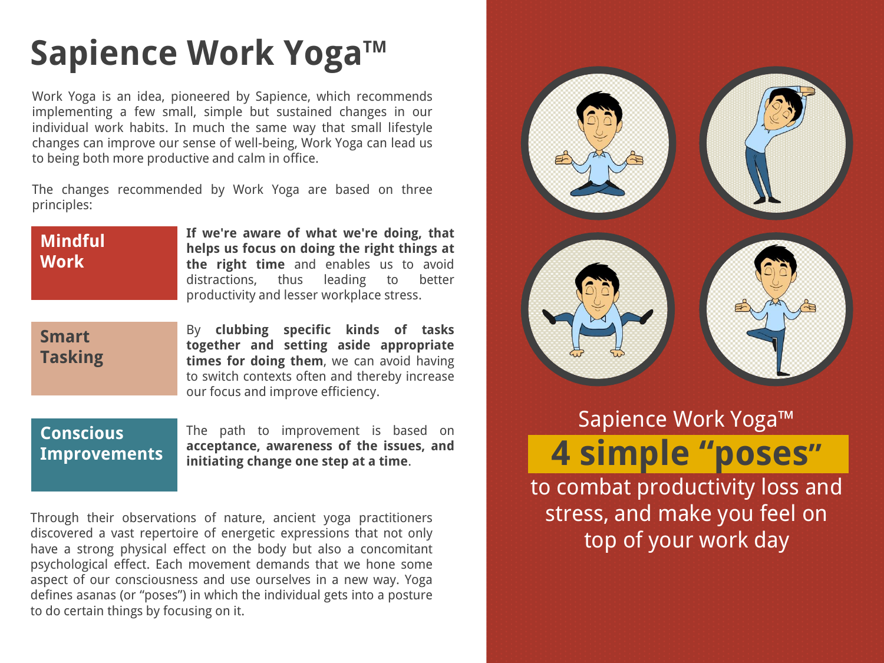# Sapience Work Yoga™

Work Yoga is an idea, pioneered by Sapience, which recommends implementing a few small, simple but sustained changes in our individual work habits. In much the same way that small lifestyle changes can improve our sense of well-being, Work Yoga can lead us to being both more productive and calm in office.

The changes recommended by Work Yoga are based on three principles:

**Mindful Work**

**If we're aware of what we're doing, that helps us focus on doing the right things at the right time** and enables us to avoid distractions, thus leading to better productivity and lesser workplace stress.

**Smart Tasking**

By **clubbing specific kinds of tasks together and setting aside appropriate times for doing them**, we can avoid having to switch contexts often and thereby increase our focus and improve efficiency.

**Conscious Improvements**

The path to improvement is based on **acceptance, awareness of the issues, and initiating change one step at a time**.

Through their observations of nature, ancient yoga practitioners discovered a vast repertoire of energetic expressions that not only have a strong physical effect on the body but also a concomitant psychological effect. Each movement demands that we hone some aspect of our consciousness and use ourselves in a new way. Yoga defines asanas (or "poses") in which the individual gets into a posture to do certain things by focusing on it.

Sapience Work Yoga™

**4 simple "poses"**

to combat productivity loss and stress, and make you feel on top of your work day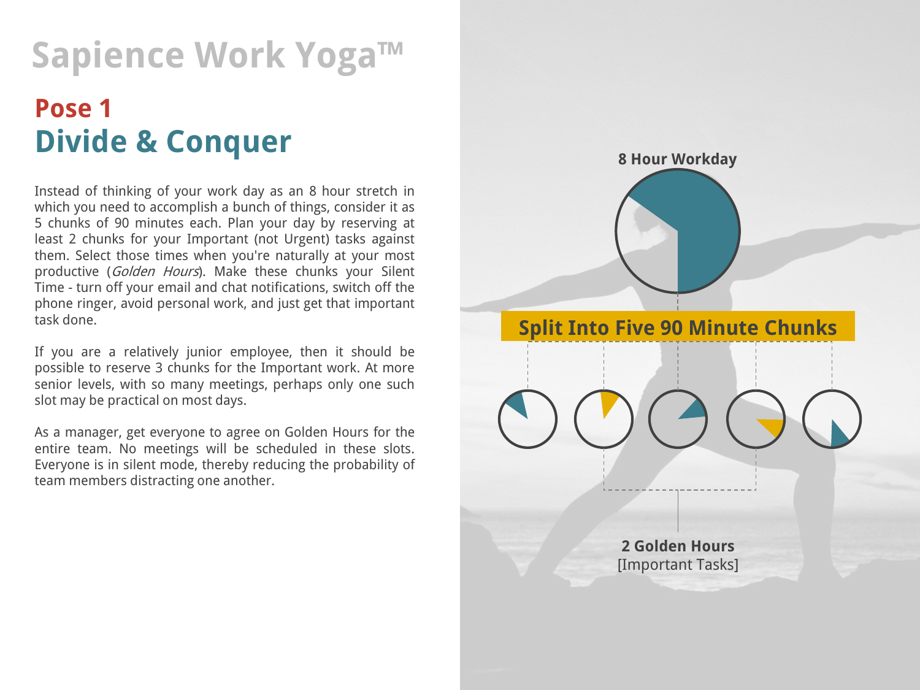# Sapience Work Yoga™

## Pose 1
## Divide & Conquer

Instead of thinking of your work day as an 8 hour stretch in which you need to accomplish a bunch of things, consider it as 5 chunks of 90 minutes each. Plan your day by reserving at least 2 chunks for your Important (not Urgent) tasks against them. Select those times when you're naturally at your most productive (*Golden Hours*). Make these chunks your Silent Time - turn off your email and chat notifications, switch off the phone ringer, avoid personal work, and just get that important task done.

If you are a relatively junior employee, then it should be possible to reserve 3 chunks for the Important work. At more senior levels, with so many meetings, perhaps only one such slot may be practical on most days.

As a manager, get everyone to agree on Golden Hours for the entire team. No meetings will be scheduled in these slots. Everyone is in silent mode, thereby reducing the probability of team members distracting one another.

**8 Hour Workday**

**Split Into Five 90 Minute Chunks**

**2 Golden Hours**
[Important Tasks]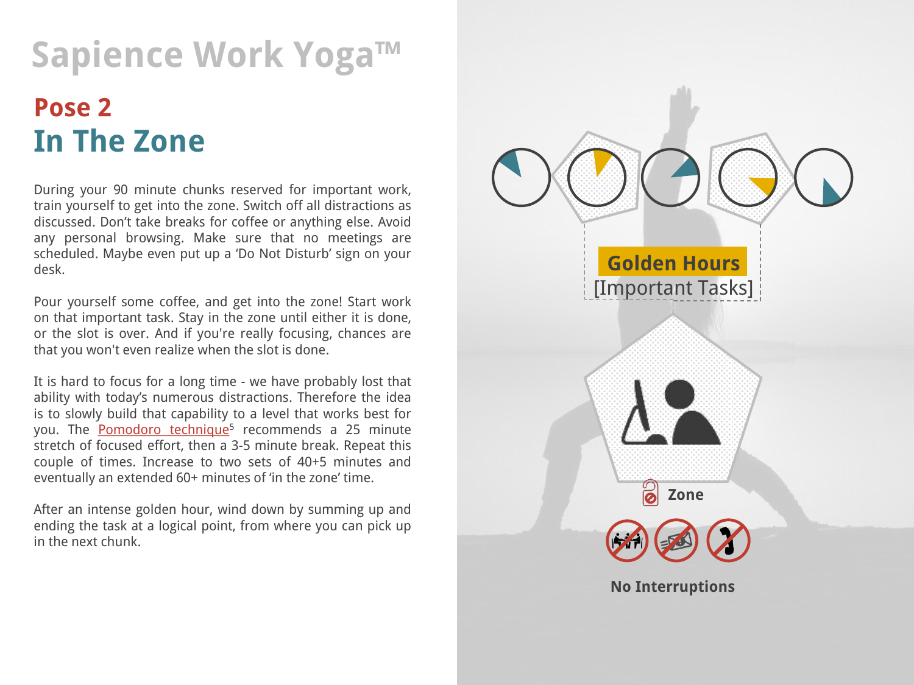# Sapience Work Yoga™

## Pose 2

## In The Zone

During your 90 minute chunks reserved for important work, train yourself to get into the zone. Switch off all distractions as discussed. Don't take breaks for coffee or anything else. Avoid any personal browsing. Make sure that no meetings are scheduled. Maybe even put up a 'Do Not Disturb' sign on your desk.

Pour yourself some coffee, and get into the zone! Start work on that important task. Stay in the zone until either it is done, or the slot is over. And if you're really focusing, chances are that you won't even realize when the slot is done.

It is hard to focus for a long time - we have probably lost that ability with today's numerous distractions. Therefore the idea is to slowly build that capability to a level that works best for you. The Pomodoro technique[5] recommends a 25 minute stretch of focused effort, then a 3-5 minute break. Repeat this couple of times. Increase to two sets of 40+5 minutes and eventually an extended 60+ minutes of 'in the zone' time.

After an intense golden hour, wind down by summing up and ending the task at a logical point, from where you can pick up in the next chunk.

**Golden Hours**
[Important Tasks]

**Zone**

**No Interruptions**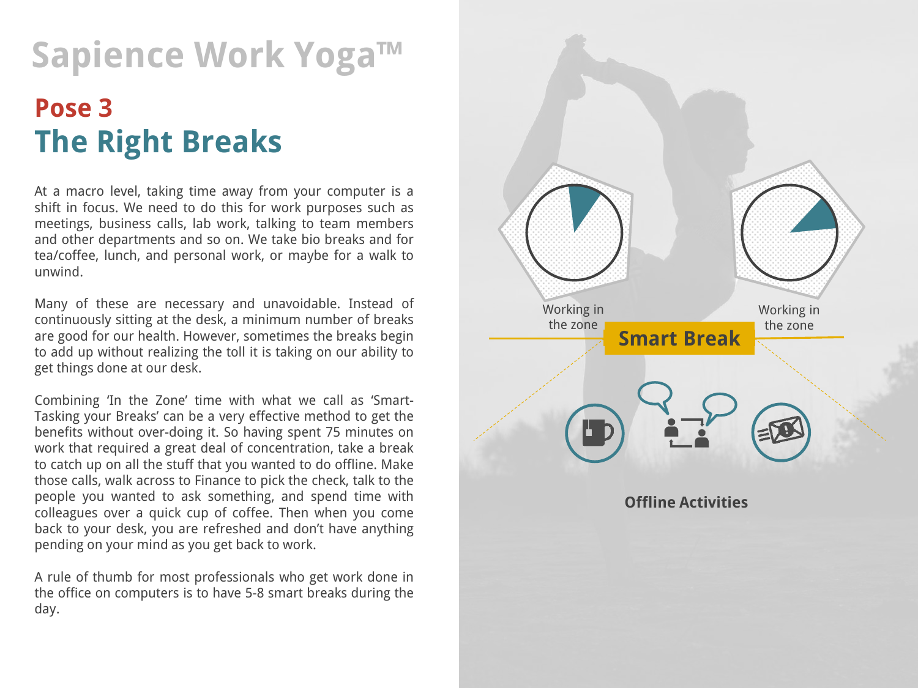# Sapience Work Yoga™

## Pose 3

## The Right Breaks

At a macro level, taking time away from your computer is a shift in focus. We need to do this for work purposes such as meetings, business calls, lab work, talking to team members and other departments and so on. We take bio breaks and for tea/coffee, lunch, and personal work, or maybe for a walk to unwind.

Many of these are necessary and unavoidable. Instead of continuously sitting at the desk, a minimum number of breaks are good for our health. However, sometimes the breaks begin to add up without realizing the toll it is taking on our ability to get things done at our desk.

Combining 'In the Zone' time with what we call as 'Smart-Tasking your Breaks' can be a very effective method to get the benefits without over-doing it. So having spent 75 minutes on work that required a great deal of concentration, take a break to catch up on all the stuff that you wanted to do offline. Make those calls, walk across to Finance to pick the check, talk to the people you wanted to ask something, and spend time with colleagues over a quick cup of coffee. Then when you come back to your desk, you are refreshed and don't have anything pending on your mind as you get back to work.

A rule of thumb for most professionals who get work done in the office on computers is to have 5-8 smart breaks during the day.

Working in the zone

**Smart Break**

Working in the zone

**Offline Activities**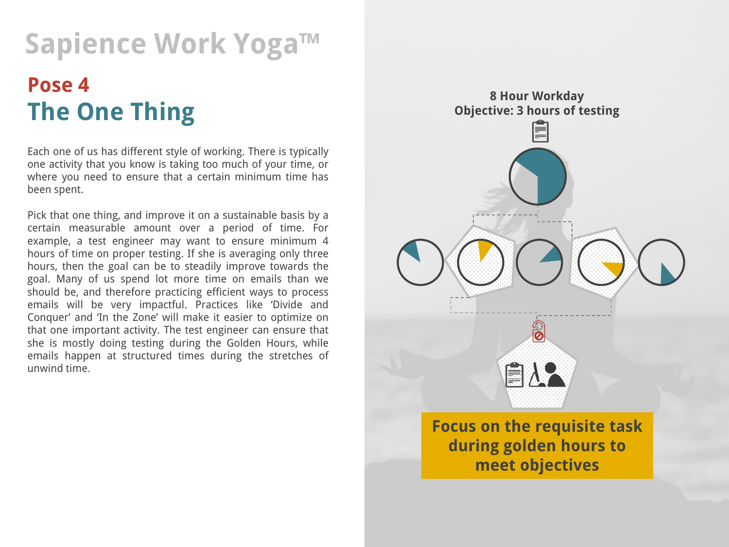# Sapience Work Yoga™

## Pose 4
## The One Thing

Each one of us has different style of working. There is typically one activity that you know is taking too much of your time, or where you need to ensure that a certain minimum time has been spent.

Pick that one thing, and improve it on a sustainable basis by a certain measurable amount over a period of time. For example, a test engineer may want to ensure minimum 4 hours of time on proper testing. If she is averaging only three hours, then the goal can be to steadily improve towards the goal. Many of us spend lot more time on emails than we should be, and therefore practicing efficient ways to process emails will be very impactful. Practices like 'Divide and Conquer' and 'In the Zone' will make it easier to optimize on that one important activity. The test engineer can ensure that she is mostly doing testing during the Golden Hours, while emails happen at structured times during the stretches of unwind time.

**8 Hour Workday**
**Objective: 3 hours of testing**

**Focus on the requisite task during golden hours to meet objectives**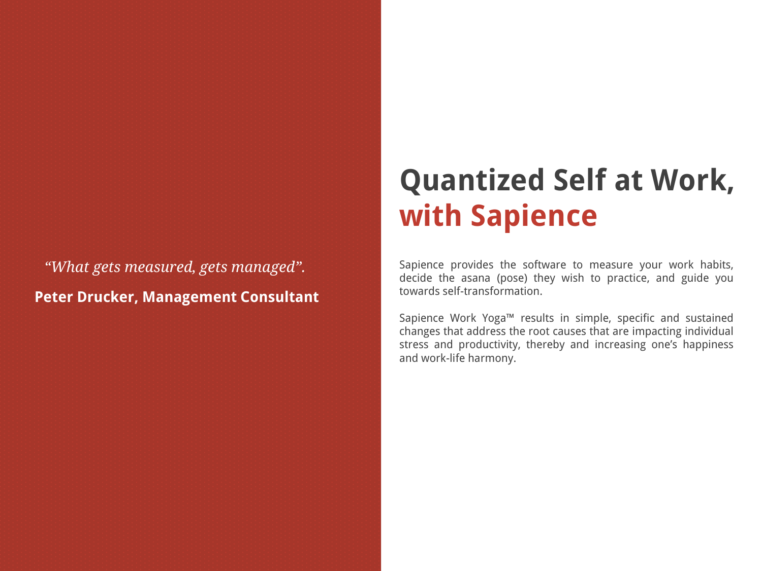*“What gets measured, gets managed”.*

**Peter Drucker, Management Consultant**

# Quantized Self at Work, with Sapience

Sapience provides the software to measure your work habits, decide the asana (pose) they wish to practice, and guide you towards self-transformation.

Sapience Work Yoga™ results in simple, specific and sustained changes that address the root causes that are impacting individual stress and productivity, thereby and increasing one’s happiness and work-life harmony.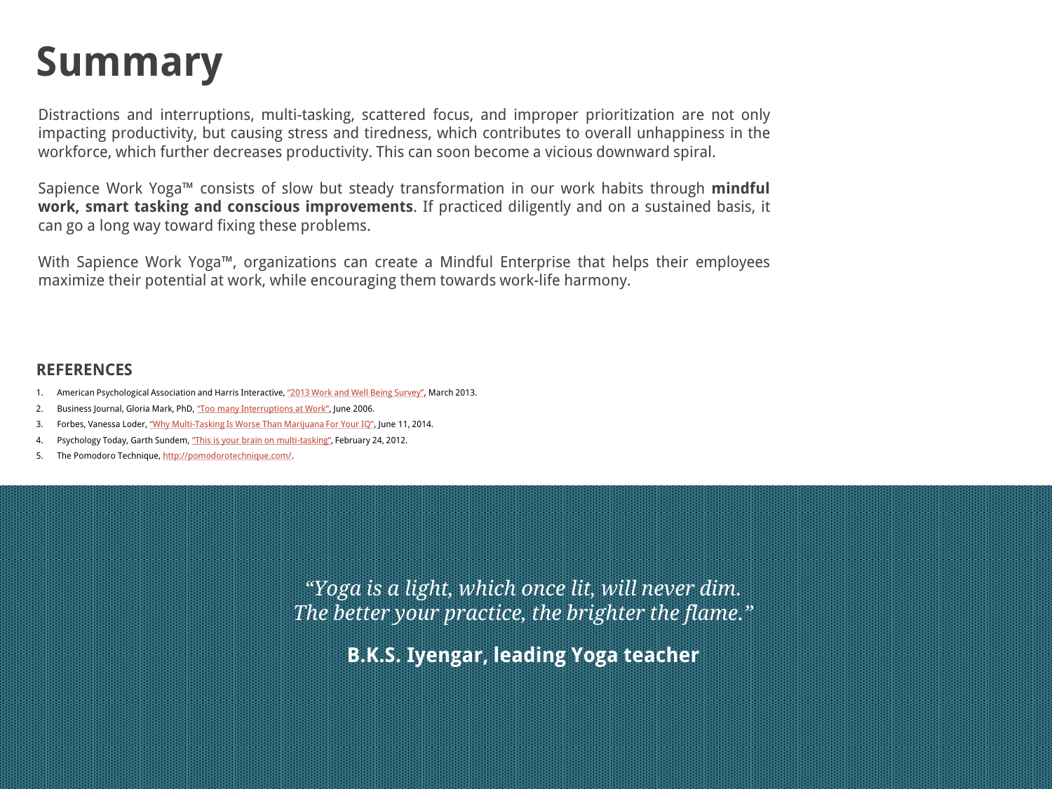# Summary

Distractions and interruptions, multi-tasking, scattered focus, and improper prioritization are not only impacting productivity, but causing stress and tiredness, which contributes to overall unhappiness in the workforce, which further decreases productivity. This can soon become a vicious downward spiral.

Sapience Work Yoga™ consists of slow but steady transformation in our work habits through **mindful work, smart tasking and conscious improvements**. If practiced diligently and on a sustained basis, it can go a long way toward fixing these problems.

With Sapience Work Yoga™, organizations can create a Mindful Enterprise that helps their employees maximize their potential at work, while encouraging them towards work-life harmony.

## REFERENCES

1. American Psychological Association and Harris Interactive, "2013 Work and Well Being Survey", March 2013.
2. Business Journal, Gloria Mark, PhD, "Too many Interruptions at Work", June 2006.
3. Forbes, Vanessa Loder, "Why Multi-Tasking Is Worse Than Marijuana For Your IQ", June 11, 2014.
4. Psychology Today, Garth Sundem, "This is your brain on multi-tasking", February 24, 2012.
5. The Pomodoro Technique, http://pomodorotechnique.com/.

*"Yoga is a light, which once lit, will never dim.*
*The better your practice, the brighter the flame."*

**B.K.S. Iyengar, leading Yoga teacher**